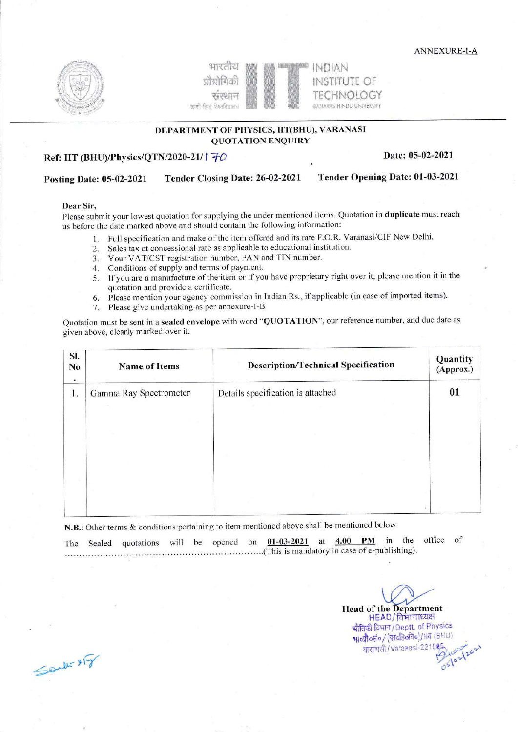ANNEXURE-I-A

भारतीय प्रौद्योगिकी संस्थान (काशी हिन्दू विश्वविद्यालय)

INDIAN INSTITUTE OF TECHNOLOGY
BANARAS HINDU UNIVERSITY

## DEPARTMENT OF PHYSICS, IIT(BHU), VARANASI
## QUOTATION ENQUIRY

**Ref: IIT (BHU)/Physics/QTN/2020-21/170** **Date: 05-02-2021**

**Posting Date: 05-02-2021** **Tender Closing Date: 26-02-2021** **Tender Opening Date: 01-03-2021**

**Dear Sir,**

Please submit your lowest quotation for supplying the under mentioned items. Quotation in **duplicate** must reach us before the date marked above and should contain the following information:

1. Full specification and make of the item offered and its rate F.O.R. Varanasi/CIF New Delhi.
2. Sales tax at concessional rate as applicable to educational institution.
3. Your VAT/CST registration number, PAN and TIN number.
4. Conditions of supply and terms of payment.
5. If you are a manufacture of the item or if you have proprietary right over it, please mention it in the quotation and provide a certificate.
6. Please mention your agency commission in Indian Rs., if applicable (in case of imported items).
7. Please give undertaking as per annexure-I-B

Quotation must be sent in a **sealed envelope** with word "**QUOTATION**", our reference number, and due date as given above, clearly marked over it.

| Sl. No. | Name of Items | Description/Technical Specification | Quantity (Approx.) |
|---|---|---|---|
| 1. | Gamma Ray Spectrometer | Details specification is attached | 01 |

**N.B.:** Other terms & conditions pertaining to item mentioned above shall be mentioned below:

The Sealed quotations will be opened on **01-03-2021** at **4.00 PM** in the office of ……………………………………………………………….(This is mandatory in case of e-publishing).

**Head of the Department**
HEAD/विभागाध्यक्ष
भौतिकी विभाग/Deptt. of Physics
भा०प्रौ०सं०/(का०हि०वि०)/IIT (BHU)
वाराणसी/Varanasi-221005
05/02/2021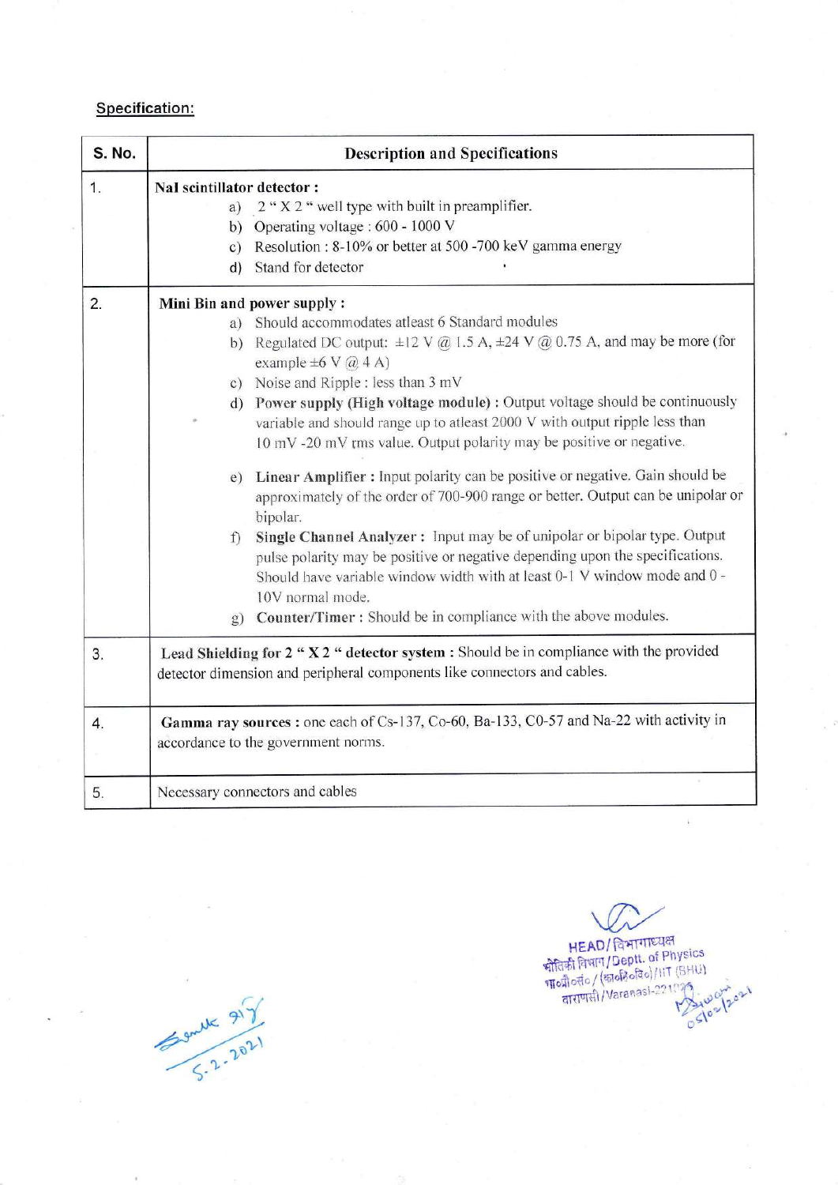**Specification:**

| S. No. | Description and Specifications |
|---|---|
| 1. | **NaI scintillator detector :**<br>a) 2 " X 2 " well type with built in preamplifier.<br>b) Operating voltage : 600 - 1000 V<br>c) Resolution : 8-10% or better at 500 -700 keV gamma energy<br>d) Stand for detector |
| 2. | **Mini Bin and power supply :**<br>a) Should accommodates atleast 6 Standard modules<br>b) Regulated DC output: ±12 V @ 1.5 A, ±24 V @ 0.75 A, and may be more (for example ±6 V @ 4 A)<br>c) Noise and Ripple : less than 3 mV<br>d) **Power supply (High voltage module) :** Output voltage should be continuously variable and should range up to atleast 2000 V with output ripple less than 10 mV -20 mV rms value. Output polarity may be positive or negative.<br>e) **Linear Amplifier :** Input polarity can be positive or negative. Gain should be approximately of the order of 700-900 range or better. Output can be unipolar or bipolar.<br>f) **Single Channel Analyzer :** Input may be of unipolar or bipolar type. Output pulse polarity may be positive or negative depending upon the specifications. Should have variable window width with at least 0-1 V window mode and 0 - 10V normal mode.<br>g) **Counter/Timer :** Should be in compliance with the above modules. |
| 3. | **Lead Shielding for 2 " X 2 " detector system :** Should be in compliance with the provided detector dimension and peripheral components like connectors and cables. |
| 4. | **Gamma ray sources :** one each of Cs-137, Co-60, Ba-133, C0-57 and Na-22 with activity in accordance to the government norms. |
| 5. | Necessary connectors and cables |

HEAD/विभागाध्यक्ष
भौतिकी विभाग/Deptt. of Physics
भा०प्रौ०सं०/(का०हि०वि०)/IIT (BHU)
वाराणसी/Varanasi-221005

05/02/2021

5-2-2021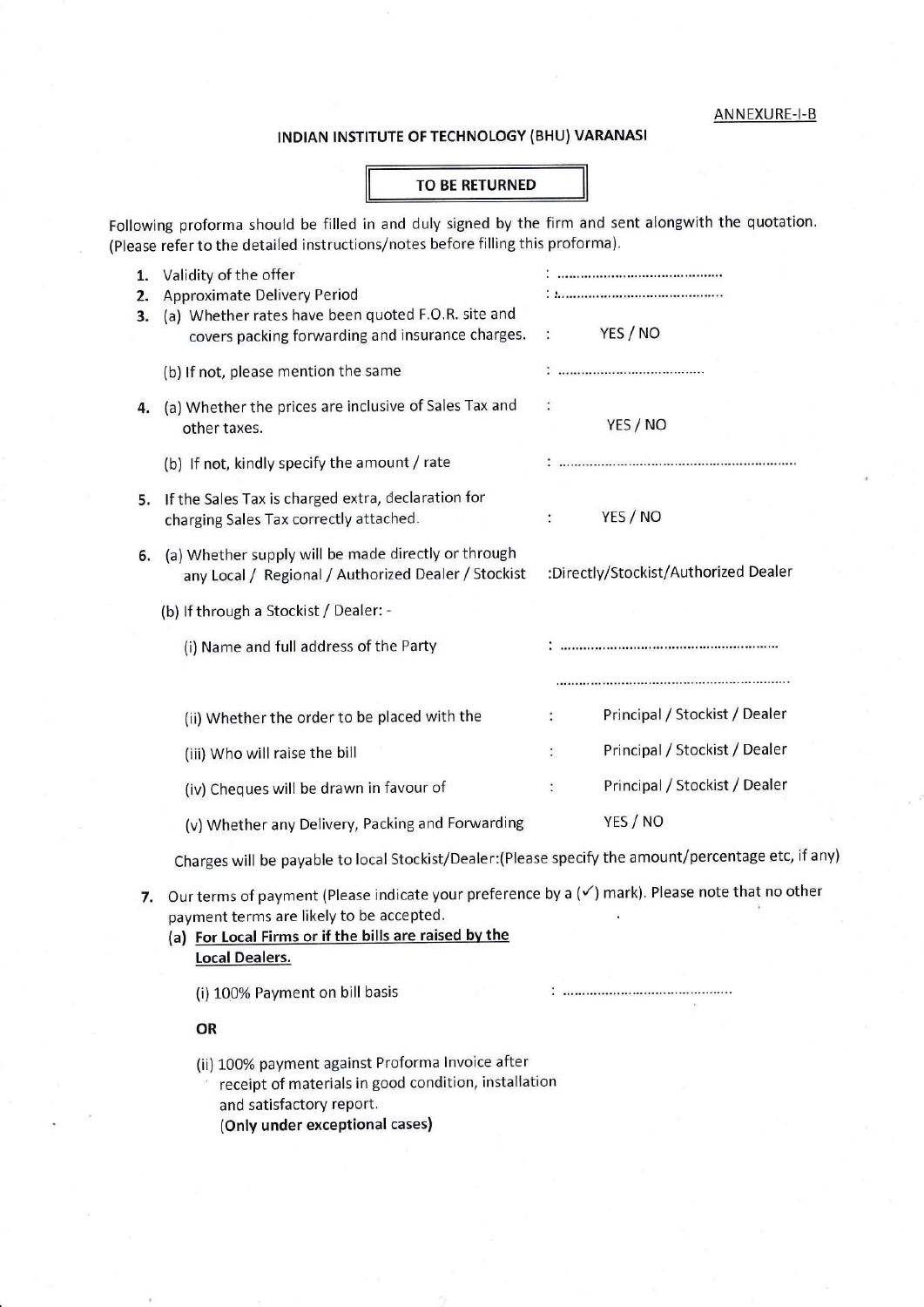ANNEXURE-I-B

## INDIAN INSTITUTE OF TECHNOLOGY (BHU) VARANASI

**TO BE RETURNED**

Following proforma should be filled in and duly signed by the firm and sent alongwith the quotation. (Please refer to the detailed instructions/notes before filling this proforma).

1. Validity of the offer : ..........................................
2. Approximate Delivery Period : ..........................................
3. (a) Whether rates have been quoted F.O.R. site and covers packing forwarding and insurance charges. : YES / NO

   (b) If not, please mention the same : ....................................
4. (a) Whether the prices are inclusive of Sales Tax and other taxes. : YES / NO

   (b) If not, kindly specify the amount / rate : ...........................................................
5. If the Sales Tax is charged extra, declaration for charging Sales Tax correctly attached. : YES / NO
6. (a) Whether supply will be made directly or through any Local / Regional / Authorized Dealer / Stockist :Directly/Stockist/Authorized Dealer

   (b) If through a Stockist / Dealer: -

   (i) Name and full address of the Party : ......................................................

   ..............................................................

   (ii) Whether the order to be placed with the : Principal / Stockist / Dealer

   (iii) Who will raise the bill : Principal / Stockist / Dealer

   (iv) Cheques will be drawn in favour of : Principal / Stockist / Dealer

   (v) Whether any Delivery, Packing and Forwarding YES / NO

   Charges will be payable to local Stockist/Dealer:(Please specify the amount/percentage etc, if any)
7. Our terms of payment (Please indicate your preference by a (✓) mark). Please note that no other payment terms are likely to be accepted.

   **(a) <u>For Local Firms or if the bills are raised by the Local Dealers.</u>**

   (i) 100% Payment on bill basis : ..........................................

   **OR**

   (ii) 100% payment against Proforma Invoice after receipt of materials in good condition, installation and satisfactory report.
   **(Only under exceptional cases)**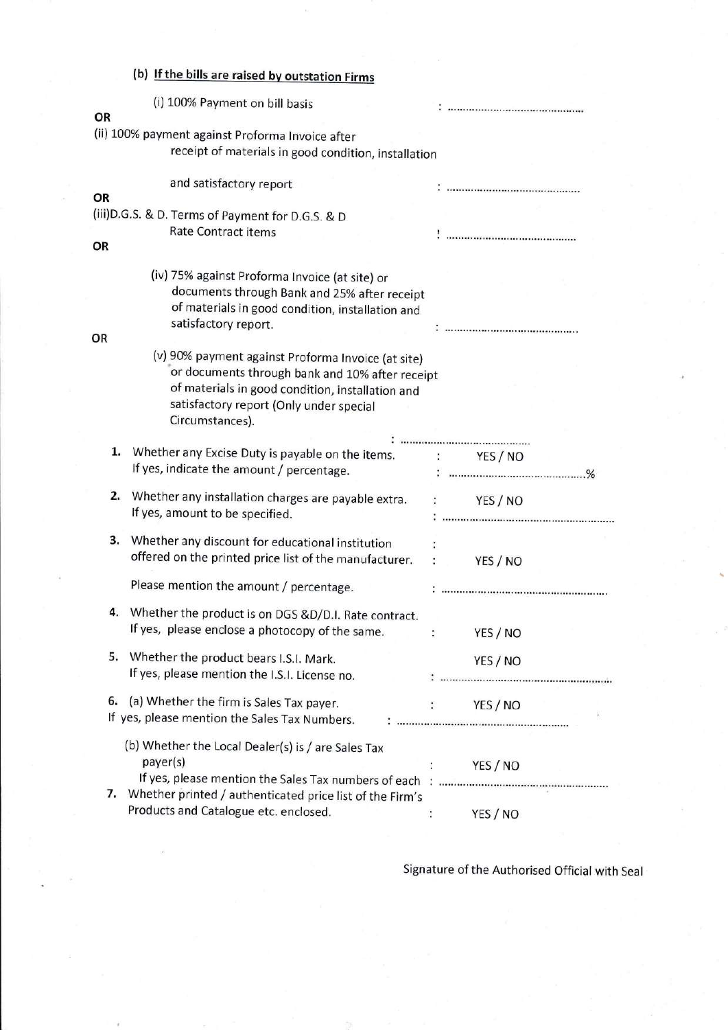**(b) If the bills are raised by outstation Firms**

(i) 100% Payment on bill basis : ............................................

OR

(ii) 100% payment against Proforma Invoice after receipt of materials in good condition, installation and satisfactory report : ............................................

OR

(iii) D.G.S. & D. Terms of Payment for D.G.S. & D Rate Contract items : ............................................

OR

(iv) 75% against Proforma Invoice (at site) or documents through Bank and 25% after receipt of materials in good condition, installation and satisfactory report. : ............................................

OR

(v) 90% payment against Proforma Invoice (at site) or documents through bank and 10% after receipt of materials in good condition, installation and satisfactory report (Only under special Circumstances). : ............................................

1. Whether any Excise Duty is payable on the items. : YES / NO
   If yes, indicate the amount / percentage. : ............................................%

2. Whether any installation charges are payable extra. : YES / NO
   If yes, amount to be specified. : ............................................

3. Whether any discount for educational institution offered on the printed price list of the manufacturer. : YES / NO

   Please mention the amount / percentage. : ............................................

4. Whether the product is on DGS &D/D.I. Rate contract.
   If yes, please enclose a photocopy of the same. : YES / NO

5. Whether the product bears I.S.I. Mark. YES / NO
   If yes, please mention the I.S.I. License no. : ............................................

6. (a) Whether the firm is Sales Tax payer. : YES / NO
   If yes, please mention the Sales Tax Numbers. : ............................................

   (b) Whether the Local Dealer(s) is / are Sales Tax payer(s) : YES / NO
   If yes, please mention the Sales Tax numbers of each : ............................................

7. Whether printed / authenticated price list of the Firm's Products and Catalogue etc. enclosed. : YES / NO

Signature of the Authorised Official with Seal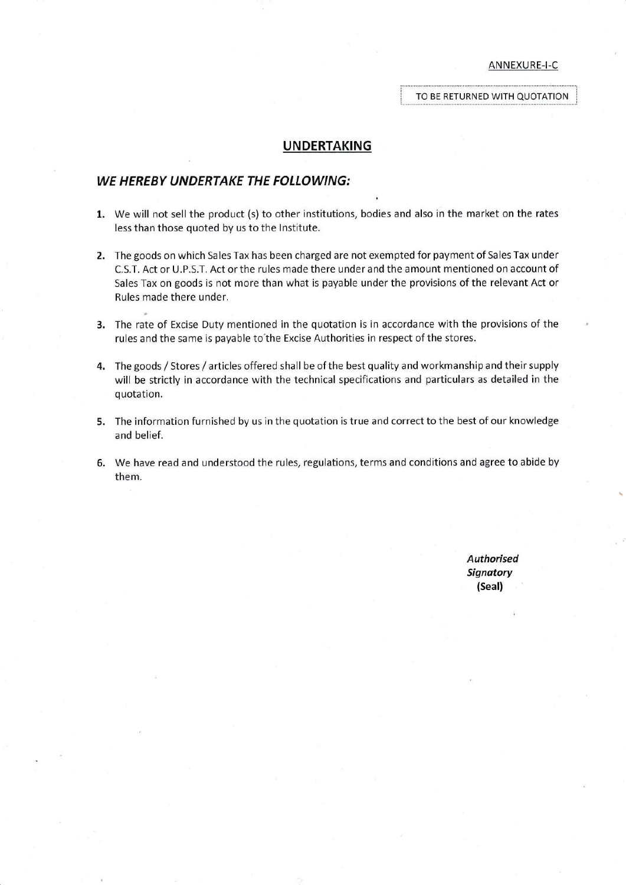ANNEXURE-I-C

TO BE RETURNED WITH QUOTATION

## UNDERTAKING

### *WE HEREBY UNDERTAKE THE FOLLOWING:*

1. We will not sell the product (s) to other institutions, bodies and also in the market on the rates less than those quoted by us to the Institute.

2. The goods on which Sales Tax has been charged are not exempted for payment of Sales Tax under C.S.T. Act or U.P.S.T. Act or the rules made there under and the amount mentioned on account of Sales Tax on goods is not more than what is payable under the provisions of the relevant Act or Rules made there under.

3. The rate of Excise Duty mentioned in the quotation is in accordance with the provisions of the rules and the same is payable to the Excise Authorities in respect of the stores.

4. The goods / Stores / articles offered shall be of the best quality and workmanship and their supply will be strictly in accordance with the technical specifications and particulars as detailed in the quotation.

5. The information furnished by us in the quotation is true and correct to the best of our knowledge and belief.

6. We have read and understood the rules, regulations, terms and conditions and agree to abide by them.

***Authorised Signatory***
**(Seal)**